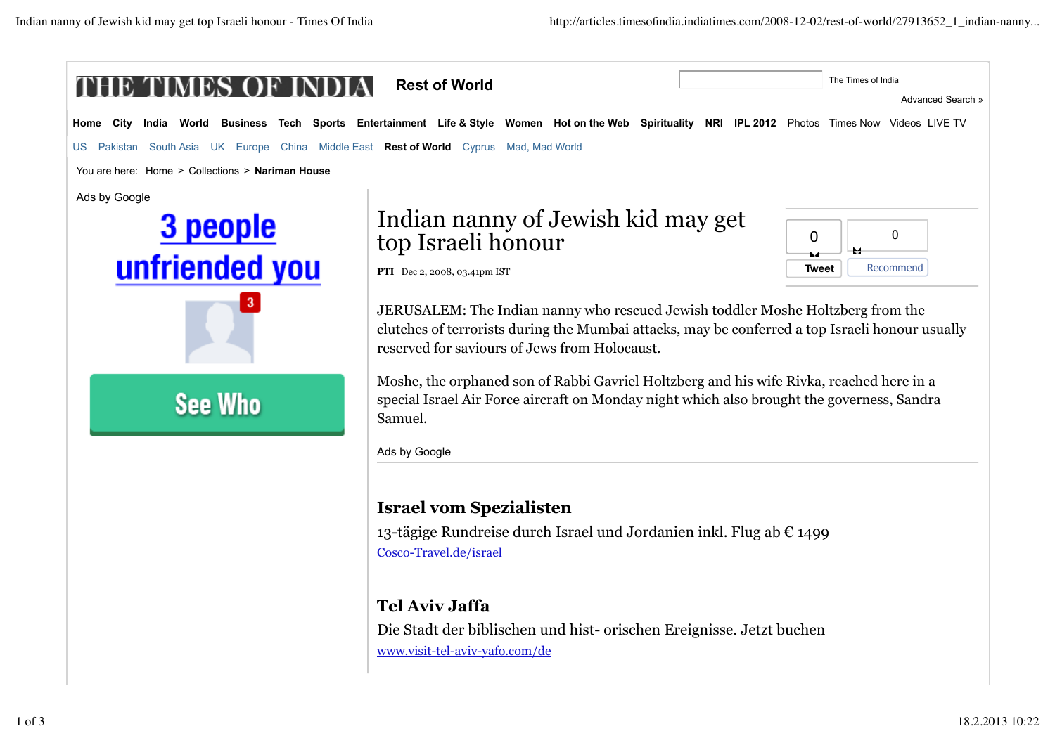# THE TIMES OF INDIA

**Rest of World**

The Times of India

Advanced Search »

Home City India World Business Tech Sports Entertainment Life & Style Women Hot on the Web Spirituality NRI IPL 2012 Photos Times Now Videos LIVE TV

US Pakistan South Asia UK Europe China Middle East **Rest of World** Cyprus Mad, Mad World

You are here: Home > Collections > **Nariman House**

Ads by Google

**3 people unfriended you**

3

**See Who**

# Indian nanny of Jewish kid may get top Israeli honour

**PTI** Dec 2, 2008, 03.41pm IST

0 Tweet | 0 Recommend

JERUSALEM: The Indian nanny who rescued Jewish toddler Moshe Holtzberg from the clutches of terrorists during the Mumbai attacks, may be conferred a top Israeli honour usually reserved for saviours of Jews from Holocaust.

Moshe, the orphaned son of Rabbi Gavriel Holtzberg and his wife Rivka, reached here in a special Israel Air Force aircraft on Monday night which also brought the governess, Sandra Samuel.

Ads by Google

**Israel vom Spezialisten**

13-tägige Rundreise durch Israel und Jordanien inkl. Flug ab € 1499

Cosco-Travel.de/israel

**Tel Aviv Jaffa**

Die Stadt der biblischen und hist- orischen Ereignisse. Jetzt buchen

www.visit-tel-aviv-yafo.com/de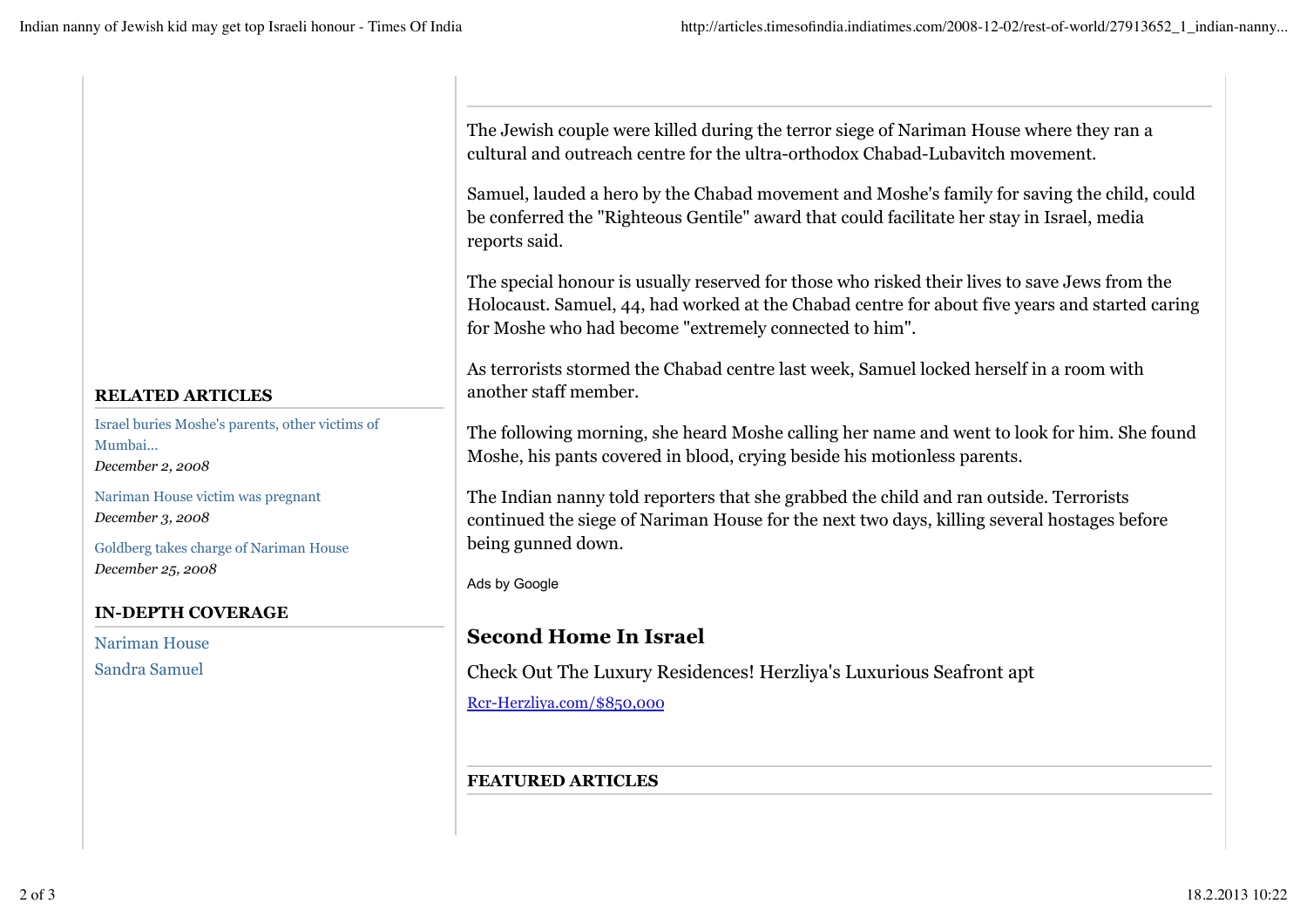The Jewish couple were killed during the terror siege of Nariman House where they ran a cultural and outreach centre for the ultra-orthodox Chabad-Lubavitch movement.

Samuel, lauded a hero by the Chabad movement and Moshe's family for saving the child, could be conferred the "Righteous Gentile" award that could facilitate her stay in Israel, media reports said.

The special honour is usually reserved for those who risked their lives to save Jews from the Holocaust. Samuel, 44, had worked at the Chabad centre for about five years and started caring for Moshe who had become "extremely connected to him".

As terrorists stormed the Chabad centre last week, Samuel locked herself in a room with another staff member.

The following morning, she heard Moshe calling her name and went to look for him. She found Moshe, his pants covered in blood, crying beside his motionless parents.

The Indian nanny told reporters that she grabbed the child and ran outside. Terrorists continued the siege of Nariman House for the next two days, killing several hostages before being gunned down.

Ads by Google

## Second Home In Israel

Check Out The Luxury Residences! Herzliya's Luxurious Seafront apt

Rcr-Herzliya.com/$850,000

**FEATURED ARTICLES**

**RELATED ARTICLES**

Israel buries Moshe's parents, other victims of Mumbai...
*December 2, 2008*

Nariman House victim was pregnant
*December 3, 2008*

Goldberg takes charge of Nariman House
*December 25, 2008*

**IN-DEPTH COVERAGE**

Nariman House

Sandra Samuel